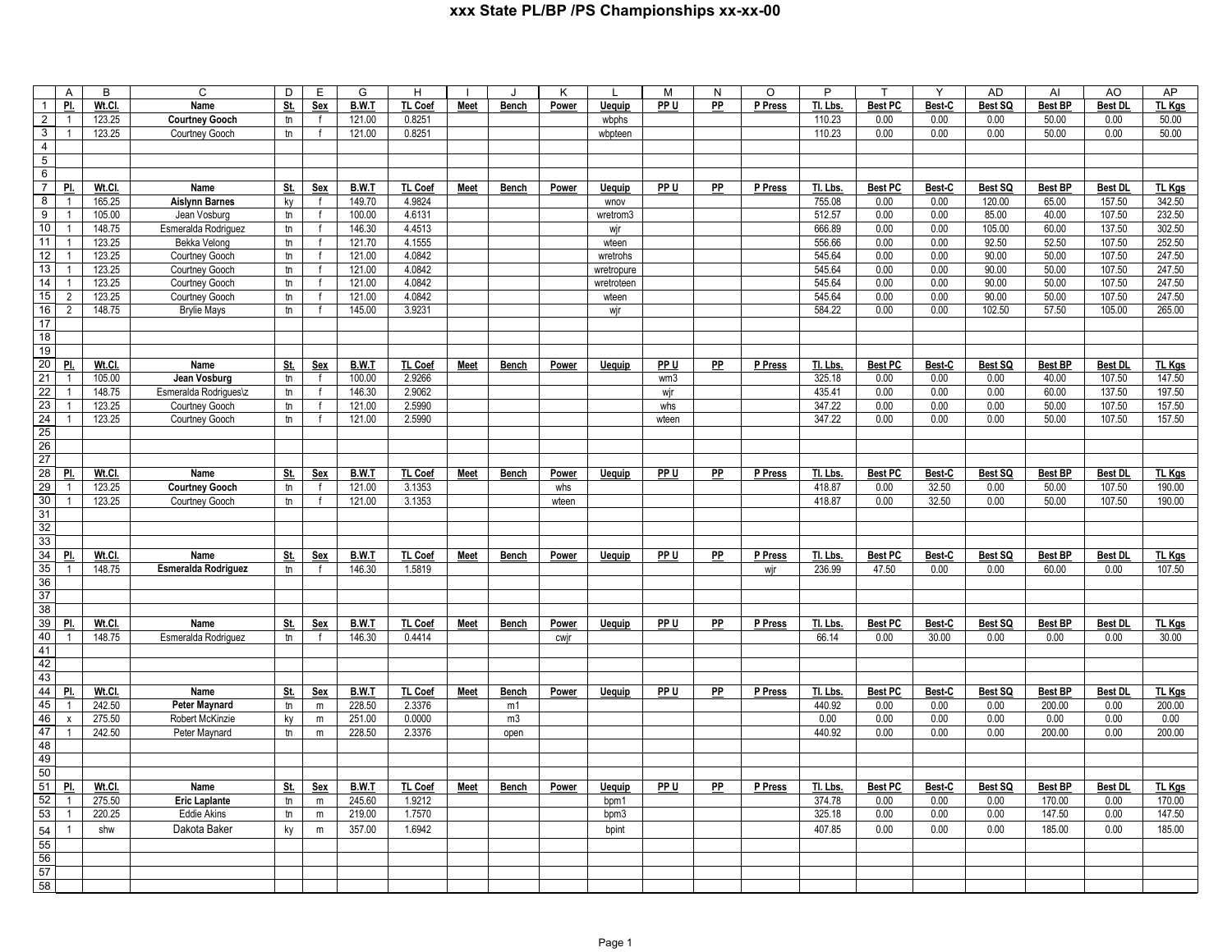# xxx State PL/BP /PS Championships xx-xx-00

| | A | B | C | D | E | G | H | I | J | K | L | M | N | O | P | T | Y | AD | AI | AO | AP |
|---|---|---|---|---|---|---|---|---|---|---|---|---|---|---|---|---|---|---|---|---|---|
| 1 | Pl. | Wt.Cl. | Name | St. | Sex | B.W.T | TL Coef | Meet | Bench | Power | Uequip | PP U | PP | P Press | Tl. Lbs. | Best PC | Best-C | Best SQ | Best BP | Best DL | TL Kgs |
| 2 | 1 | 123.25 | **Courtney Gooch** | tn | f | 121.00 | 0.8251 | | | | wbphs | | | | 110.23 | 0.00 | 0.00 | 0.00 | 50.00 | 0.00 | 50.00 |
| 3 | 1 | 123.25 | Courtney Gooch | tn | f | 121.00 | 0.8251 | | | | wbpteen | | | | 110.23 | 0.00 | 0.00 | 0.00 | 50.00 | 0.00 | 50.00 |
| 4 | | | | | | | | | | | | | | | | | | | | | |
| 5 | | | | | | | | | | | | | | | | | | | | | |
| 6 | | | | | | | | | | | | | | | | | | | | | |
| 7 | Pl. | Wt.Cl. | Name | St. | Sex | B.W.T | TL Coef | Meet | Bench | Power | Uequip | PP U | PP | P Press | Tl. Lbs. | Best PC | Best-C | Best SQ | Best BP | Best DL | TL Kgs |
| 8 | 1 | 165.25 | **Aislynn Barnes** | ky | f | 149.70 | 4.9824 | | | | wnov | | | | 755.08 | 0.00 | 0.00 | 120.00 | 65.00 | 157.50 | 342.50 |
| 9 | 1 | 105.00 | Jean Vosburg | tn | f | 100.00 | 4.6131 | | | | wretrom3 | | | | 512.57 | 0.00 | 0.00 | 85.00 | 40.00 | 107.50 | 232.50 |
| 10 | 1 | 148.75 | Esmeralda Rodriguez | tn | f | 146.30 | 4.4513 | | | | wjr | | | | 666.89 | 0.00 | 0.00 | 105.00 | 60.00 | 137.50 | 302.50 |
| 11 | 1 | 123.25 | Bekka Velong | tn | f | 121.70 | 4.1555 | | | | wteen | | | | 556.66 | 0.00 | 0.00 | 92.50 | 52.50 | 107.50 | 252.50 |
| 12 | 1 | 123.25 | Courtney Gooch | tn | f | 121.00 | 4.0842 | | | | wretrohs | | | | 545.64 | 0.00 | 0.00 | 90.00 | 50.00 | 107.50 | 247.50 |
| 13 | 1 | 123.25 | Courtney Gooch | tn | f | 121.00 | 4.0842 | | | | wretropure | | | | 545.64 | 0.00 | 0.00 | 90.00 | 50.00 | 107.50 | 247.50 |
| 14 | 1 | 123.25 | Courtney Gooch | tn | f | 121.00 | 4.0842 | | | | wretroteen | | | | 545.64 | 0.00 | 0.00 | 90.00 | 50.00 | 107.50 | 247.50 |
| 15 | 2 | 123.25 | Courtney Gooch | tn | f | 121.00 | 4.0842 | | | | wteen | | | | 545.64 | 0.00 | 0.00 | 90.00 | 50.00 | 107.50 | 247.50 |
| 16 | 2 | 148.75 | Brylie Mays | tn | f | 145.00 | 3.9231 | | | | wjr | | | | 584.22 | 0.00 | 0.00 | 102.50 | 57.50 | 105.00 | 265.00 |
| 17 | | | | | | | | | | | | | | | | | | | | | |
| 18 | | | | | | | | | | | | | | | | | | | | | |
| 19 | | | | | | | | | | | | | | | | | | | | | |
| 20 | Pl. | Wt.Cl. | Name | St. | Sex | B.W.T | TL Coef | Meet | Bench | Power | Uequip | PP U | PP | P Press | Tl. Lbs. | Best PC | Best-C | Best SQ | Best BP | Best DL | TL Kgs |
| 21 | 1 | 105.00 | **Jean Vosburg** | tn | f | 100.00 | 2.9266 | | | | | wm3 | | | 325.18 | 0.00 | 0.00 | 0.00 | 40.00 | 107.50 | 147.50 |
| 22 | 1 | 148.75 | Esmeralda Rodrigues\z | tn | f | 146.30 | 2.9062 | | | | | wjr | | | 435.41 | 0.00 | 0.00 | 0.00 | 60.00 | 137.50 | 197.50 |
| 23 | 1 | 123.25 | Courtney Gooch | tn | f | 121.00 | 2.5990 | | | | | whs | | | 347.22 | 0.00 | 0.00 | 0.00 | 50.00 | 107.50 | 157.50 |
| 24 | 1 | 123.25 | Courtney Gooch | tn | f | 121.00 | 2.5990 | | | | | wteen | | | 347.22 | 0.00 | 0.00 | 0.00 | 50.00 | 107.50 | 157.50 |
| 25 | | | | | | | | | | | | | | | | | | | | | |
| 26 | | | | | | | | | | | | | | | | | | | | | |
| 27 | | | | | | | | | | | | | | | | | | | | | |
| 28 | Pl. | Wt.Cl. | Name | St. | Sex | B.W.T | TL Coef | Meet | Bench | Power | Uequip | PP U | PP | P Press | Tl. Lbs. | Best PC | Best-C | Best SQ | Best BP | Best DL | TL Kgs |
| 29 | 1 | 123.25 | **Courtney Gooch** | tn | f | 121.00 | 3.1353 | | | whs | | | | | 418.87 | 0.00 | 32.50 | 0.00 | 50.00 | 107.50 | 190.00 |
| 30 | 1 | 123.25 | Courtney Gooch | tn | f | 121.00 | 3.1353 | | | wteen | | | | | 418.87 | 0.00 | 32.50 | 0.00 | 50.00 | 107.50 | 190.00 |
| 31 | | | | | | | | | | | | | | | | | | | | | |
| 32 | | | | | | | | | | | | | | | | | | | | | |
| 33 | | | | | | | | | | | | | | | | | | | | | |
| 34 | Pl. | Wt.Cl. | Name | St. | Sex | B.W.T | TL Coef | Meet | Bench | Power | Uequip | PP U | PP | P Press | Tl. Lbs. | Best PC | Best-C | Best SQ | Best BP | Best DL | TL Kgs |
| 35 | 1 | 148.75 | **Esmeralda Rodriguez** | tn | f | 146.30 | 1.5819 | | | | | | | wjr | 236.99 | 47.50 | 0.00 | 0.00 | 60.00 | 0.00 | 107.50 |
| 36 | | | | | | | | | | | | | | | | | | | | | |
| 37 | | | | | | | | | | | | | | | | | | | | | |
| 38 | | | | | | | | | | | | | | | | | | | | | |
| 39 | Pl. | Wt.Cl. | Name | St. | Sex | B.W.T | TL Coef | Meet | Bench | Power | Uequip | PP U | PP | P Press | Tl. Lbs. | Best PC | Best-C | Best SQ | Best BP | Best DL | TL Kgs |
| 40 | 1 | 148.75 | Esmeralda Rodriguez | tn | f | 146.30 | 0.4414 | | | cwjr | | | | | 66.14 | 0.00 | 30.00 | 0.00 | 0.00 | 0.00 | 30.00 |
| 41 | | | | | | | | | | | | | | | | | | | | | |
| 42 | | | | | | | | | | | | | | | | | | | | | |
| 43 | | | | | | | | | | | | | | | | | | | | | |
| 44 | Pl. | Wt.Cl. | Name | St. | Sex | B.W.T | TL Coef | Meet | Bench | Power | Uequip | PP U | PP | P Press | Tl. Lbs. | Best PC | Best-C | Best SQ | Best BP | Best DL | TL Kgs |
| 45 | 1 | 242.50 | **Peter Maynard** | tn | m | 228.50 | 2.3376 | | m1 | | | | | | 440.92 | 0.00 | 0.00 | 0.00 | 200.00 | 0.00 | 200.00 |
| 46 | x | 275.50 | Robert McKinzie | ky | m | 251.00 | 0.0000 | | m3 | | | | | | 0.00 | 0.00 | 0.00 | 0.00 | 0.00 | 0.00 | 0.00 |
| 47 | 1 | 242.50 | Peter Maynard | tn | m | 228.50 | 2.3376 | | open | | | | | | 440.92 | 0.00 | 0.00 | 0.00 | 200.00 | 0.00 | 200.00 |
| 48 | | | | | | | | | | | | | | | | | | | | | |
| 49 | | | | | | | | | | | | | | | | | | | | | |
| 50 | | | | | | | | | | | | | | | | | | | | | |
| 51 | Pl. | Wt.Cl. | Name | St. | Sex | B.W.T | TL Coef | Meet | Bench | Power | Uequip | PP U | PP | P Press | Tl. Lbs. | Best PC | Best-C | Best SQ | Best BP | Best DL | TL Kgs |
| 52 | 1 | 275.50 | **Eric Laplante** | tn | m | 245.60 | 1.9212 | | | | bpm1 | | | | 374.78 | 0.00 | 0.00 | 0.00 | 170.00 | 0.00 | 170.00 |
| 53 | 1 | 220.25 | Eddie Akins | tn | m | 219.00 | 1.7570 | | | | bpm3 | | | | 325.18 | 0.00 | 0.00 | 0.00 | 147.50 | 0.00 | 147.50 |
| 54 | 1 | shw | Dakota Baker | ky | m | 357.00 | 1.6942 | | | | bpint | | | | 407.85 | 0.00 | 0.00 | 0.00 | 185.00 | 0.00 | 185.00 |
| 55 | | | | | | | | | | | | | | | | | | | | | |
| 56 | | | | | | | | | | | | | | | | | | | | | |
| 57 | | | | | | | | | | | | | | | | | | | | | |
| 58 | | | | | | | | | | | | | | | | | | | | | |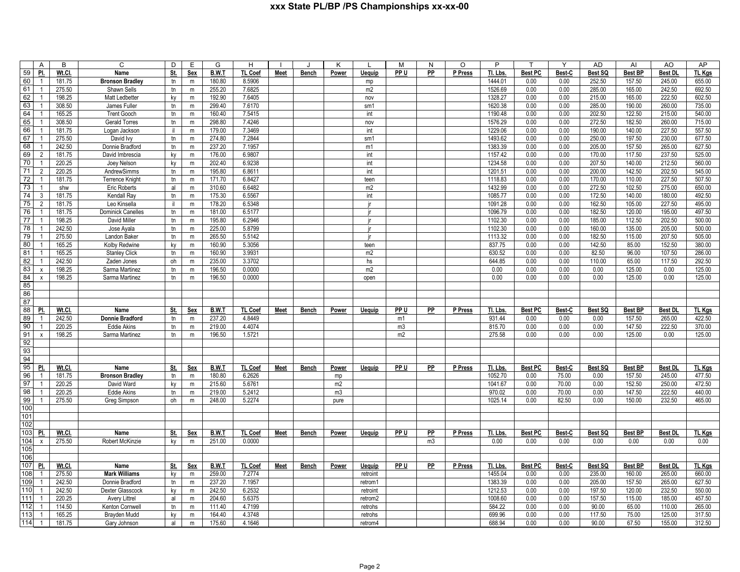# xxx State PL/BP /PS Championships xx-xx-00

| | A | B | C | D | E | G | H | I | J | K | L | M | N | O | P | T | Y | AD | AI | AO | AP |
|---|---|---|---|---|---|---|---|---|---|---|---|---|---|---|---|---|---|---|---|---|---|
| 59 | **Pl.** | **Wt.Cl.** | **Name** | **St.** | **Sex** | **B.W.T** | **TL Coef** | **Meet** | **Bench** | **Power** | **Uequip** | **PP U** | **PP** | **P Press** | **Tl. Lbs.** | **Best PC** | **Best-C** | **Best SQ** | **Best BP** | **Best DL** | **TL Kgs** |
| 60 | 1 | 181.75 | **Bronson Bradley** | tn | m | 180.80 | 8.5906 | | | | mp | | | | 1444.01 | 0.00 | 0.00 | 252.50 | 157.50 | 245.00 | 655.00 |
| 61 | 1 | 275.50 | Shawn Sells | tn | m | 255.20 | 7.6825 | | | | m2 | | | | 1526.69 | 0.00 | 0.00 | 285.00 | 165.00 | 242.50 | 692.50 |
| 62 | 1 | 198.25 | Matt Ledbetter | ky | m | 192.90 | 7.6405 | | | | nov | | | | 1328.27 | 0.00 | 0.00 | 215.00 | 165.00 | 222.50 | 602.50 |
| 63 | 1 | 308.50 | James Fuller | tn | m | 299.40 | 7.6170 | | | | sm1 | | | | 1620.38 | 0.00 | 0.00 | 285.00 | 190.00 | 260.00 | 735.00 |
| 64 | 1 | 165.25 | Trent Gooch | tn | m | 160.40 | 7.5415 | | | | int | | | | 1190.48 | 0.00 | 0.00 | 202.50 | 122.50 | 215.00 | 540.00 |
| 65 | 1 | 308.50 | Gerald Torres | tn | m | 298.80 | 7.4246 | | | | nov | | | | 1576.29 | 0.00 | 0.00 | 272.50 | 182.50 | 260.00 | 715.00 |
| 66 | 1 | 181.75 | Logan Jackson | il | m | 179.00 | 7.3469 | | | | int | | | | 1229.06 | 0.00 | 0.00 | 190.00 | 140.00 | 227.50 | 557.50 |
| 67 | 1 | 275.50 | David Ivy | tn | m | 274.80 | 7.2844 | | | | sm1 | | | | 1493.62 | 0.00 | 0.00 | 250.00 | 197.50 | 230.00 | 677.50 |
| 68 | 1 | 242.50 | Donnie Bradford | tn | m | 237.20 | 7.1957 | | | | m1 | | | | 1383.39 | 0.00 | 0.00 | 205.00 | 157.50 | 265.00 | 627.50 |
| 69 | 2 | 181.75 | David Imbrescia | ky | m | 176.00 | 6.9807 | | | | int | | | | 1157.42 | 0.00 | 0.00 | 170.00 | 117.50 | 237.50 | 525.00 |
| 70 | 1 | 220.25 | Joey Nelson | ky | m | 202.40 | 6.9238 | | | | int | | | | 1234.58 | 0.00 | 0.00 | 207.50 | 140.00 | 212.50 | 560.00 |
| 71 | 2 | 220.25 | AndrewSimms | tn | m | 195.80 | 6.8611 | | | | int | | | | 1201.51 | 0.00 | 0.00 | 200.00 | 142.50 | 202.50 | 545.00 |
| 72 | 1 | 181.75 | Terrence Knight | tn | m | 171.70 | 6.8427 | | | | teen | | | | 1118.83 | 0.00 | 0.00 | 170.00 | 110.00 | 227.50 | 507.50 |
| 73 | 1 | shw | Eric Roberts | al | m | 310.60 | 6.6482 | | | | m2 | | | | 1432.99 | 0.00 | 0.00 | 272.50 | 102.50 | 275.00 | 650.00 |
| 74 | 3 | 181.75 | Kendall Ray | tn | m | 175.30 | 6.5567 | | | | int | | | | 1085.77 | 0.00 | 0.00 | 172.50 | 140.00 | 180.00 | 492.50 |
| 75 | 2 | 181.75 | Leo Kinsella | il | m | 178.20 | 6.5348 | | | | jr | | | | 1091.28 | 0.00 | 0.00 | 162.50 | 105.00 | 227.50 | 495.00 |
| 76 | 1 | 181.75 | Dominick Canelles | tn | m | 181.00 | 6.5177 | | | | jr | | | | 1096.79 | 0.00 | 0.00 | 182.50 | 120.00 | 195.00 | 497.50 |
| 77 | 1 | 198.25 | David Miller | tn | m | 195.80 | 6.2946 | | | | jr | | | | 1102.30 | 0.00 | 0.00 | 185.00 | 112.50 | 202.50 | 500.00 |
| 78 | 1 | 242.50 | Jose Ayala | tn | m | 225.00 | 5.8799 | | | | jr | | | | 1102.30 | 0.00 | 0.00 | 160.00 | 135.00 | 205.00 | 500.00 |
| 79 | 1 | 275.50 | Landon Baker | tn | m | 265.50 | 5.5142 | | | | jr | | | | 1113.32 | 0.00 | 0.00 | 182.50 | 115.00 | 207.50 | 505.00 |
| 80 | 1 | 165.25 | Kolby Redwine | ky | m | 160.90 | 5.3056 | | | | teen | | | | 837.75 | 0.00 | 0.00 | 142.50 | 85.00 | 152.50 | 380.00 |
| 81 | 1 | 165.25 | Stanley Click | tn | m | 160.90 | 3.9931 | | | | m2 | | | | 630.52 | 0.00 | 0.00 | 82.50 | 96.00 | 107.50 | 286.00 |
| 82 | 1 | 242.50 | Zaden Jones | oh | m | 235.00 | 3.3702 | | | | hs | | | | 644.85 | 0.00 | 0.00 | 110.00 | 65.00 | 117.50 | 292.50 |
| 83 | x | 198.25 | Sarma Martinez | tn | m | 196.50 | 0.0000 | | | | m2 | | | | 0.00 | 0.00 | 0.00 | 0.00 | 125.00 | 0.00 | 125.00 |
| 84 | x | 198.25 | Sarma Martinez | tn | m | 196.50 | 0.0000 | | | | open | | | | 0.00 | 0.00 | 0.00 | 0.00 | 125.00 | 0.00 | 125.00 |
| 85 | | | | | | | | | | | | | | | | | | | | | |
| 86 | | | | | | | | | | | | | | | | | | | | | |
| 87 | | | | | | | | | | | | | | | | | | | | | |
| 88 | **Pl.** | **Wt.Cl.** | **Name** | **St.** | **Sex** | **B.W.T** | **TL Coef** | **Meet** | **Bench** | **Power** | **Uequip** | **PP U** | **PP** | **P Press** | **Tl. Lbs.** | **Best PC** | **Best-C** | **Best SQ** | **Best BP** | **Best DL** | **TL Kgs** |
| 89 | 1 | 242.50 | **Donnie Bradford** | tn | m | 237.20 | 4.8449 | | | | | m1 | | | 931.44 | 0.00 | 0.00 | 0.00 | 157.50 | 265.00 | 422.50 |
| 90 | 1 | 220.25 | Eddie Akins | tn | m | 219.00 | 4.4074 | | | | | m3 | | | 815.70 | 0.00 | 0.00 | 0.00 | 147.50 | 222.50 | 370.00 |
| 91 | x | 198.25 | Sarma Martinez | tn | m | 196.50 | 1.5721 | | | | | m2 | | | 275.58 | 0.00 | 0.00 | 0.00 | 125.00 | 0.00 | 125.00 |
| 92 | | | | | | | | | | | | | | | | | | | | | |
| 93 | | | | | | | | | | | | | | | | | | | | | |
| 94 | | | | | | | | | | | | | | | | | | | | | |
| 95 | **Pl.** | **Wt.Cl.** | **Name** | **St.** | **Sex** | **B.W.T** | **TL Coef** | **Meet** | **Bench** | **Power** | **Uequip** | **PP U** | **PP** | **P Press** | **Tl. Lbs.** | **Best PC** | **Best-C** | **Best SQ** | **Best BP** | **Best DL** | **TL Kgs** |
| 96 | 1 | 181.75 | **Bronson Bradley** | tn | m | 180.80 | 6.2626 | | | mp | | | | | 1052.70 | 0.00 | 75.00 | 0.00 | 157.50 | 245.00 | 477.50 |
| 97 | 1 | 220.25 | David Ward | ky | m | 215.60 | 5.6761 | | | m2 | | | | | 1041.67 | 0.00 | 70.00 | 0.00 | 152.50 | 250.00 | 472.50 |
| 98 | 1 | 220.25 | Eddie Akins | tn | m | 219.00 | 5.2412 | | | m3 | | | | | 970.02 | 0.00 | 70.00 | 0.00 | 147.50 | 222.50 | 440.00 |
| 99 | 1 | 275.50 | Greg Simpson | oh | m | 248.00 | 5.2274 | | | pure | | | | | 1025.14 | 0.00 | 82.50 | 0.00 | 150.00 | 232.50 | 465.00 |
| 100 | | | | | | | | | | | | | | | | | | | | | |
| 101 | | | | | | | | | | | | | | | | | | | | | |
| 102 | | | | | | | | | | | | | | | | | | | | | |
| 103 | **Pl.** | **Wt.Cl.** | **Name** | **St.** | **Sex** | **B.W.T** | **TL Coef** | **Meet** | **Bench** | **Power** | **Uequip** | **PP U** | **PP** | **P Press** | **Tl. Lbs.** | **Best PC** | **Best-C** | **Best SQ** | **Best BP** | **Best DL** | **TL Kgs** |
| 104 | x | 275.50 | Robert McKinzie | ky | m | 251.00 | 0.0000 | | | | | | m3 | | 0.00 | 0.00 | 0.00 | 0.00 | 0.00 | 0.00 | 0.00 |
| 105 | | | | | | | | | | | | | | | | | | | | | |
| 106 | | | | | | | | | | | | | | | | | | | | | |
| 107 | **Pl.** | **Wt.Cl.** | **Name** | **St.** | **Sex** | **B.W.T** | **TL Coef** | **Meet** | **Bench** | **Power** | **Uequip** | **PP U** | **PP** | **P Press** | **Tl. Lbs.** | **Best PC** | **Best-C** | **Best SQ** | **Best BP** | **Best DL** | **TL Kgs** |
| 108 | 1 | 275.50 | **Mark Williams** | ky | m | 259.00 | 7.2774 | | | | retroint | | | | 1455.04 | 0.00 | 0.00 | 235.00 | 160.00 | 265.00 | 660.00 |
| 109 | 1 | 242.50 | Donnie Bradford | tn | m | 237.20 | 7.1957 | | | | retrom1 | | | | 1383.39 | 0.00 | 0.00 | 205.00 | 157.50 | 265.00 | 627.50 |
| 110 | 1 | 242.50 | Dexter Glasscock | ky | m | 242.50 | 6.2532 | | | | retroint | | | | 1212.53 | 0.00 | 0.00 | 197.50 | 120.00 | 232.50 | 550.00 |
| 111 | 1 | 220.25 | Avery Littrel | al | m | 204.60 | 5.6375 | | | | retrom2 | | | | 1008.60 | 0.00 | 0.00 | 157.50 | 115.00 | 185.00 | 457.50 |
| 112 | 1 | 114.50 | Kenton Cornwell | tn | m | 111.40 | 4.7199 | | | | retrohs | | | | 584.22 | 0.00 | 0.00 | 90.00 | 65.00 | 110.00 | 265.00 |
| 113 | 1 | 165.25 | Brayden Mudd | ky | m | 164.40 | 4.3748 | | | | retrohs | | | | 699.96 | 0.00 | 0.00 | 117.50 | 75.00 | 125.00 | 317.50 |
| 114 | 1 | 181.75 | Gary Johnson | al | m | 175.60 | 4.1646 | | | | retrom4 | | | | 688.94 | 0.00 | 0.00 | 90.00 | 67.50 | 155.00 | 312.50 |